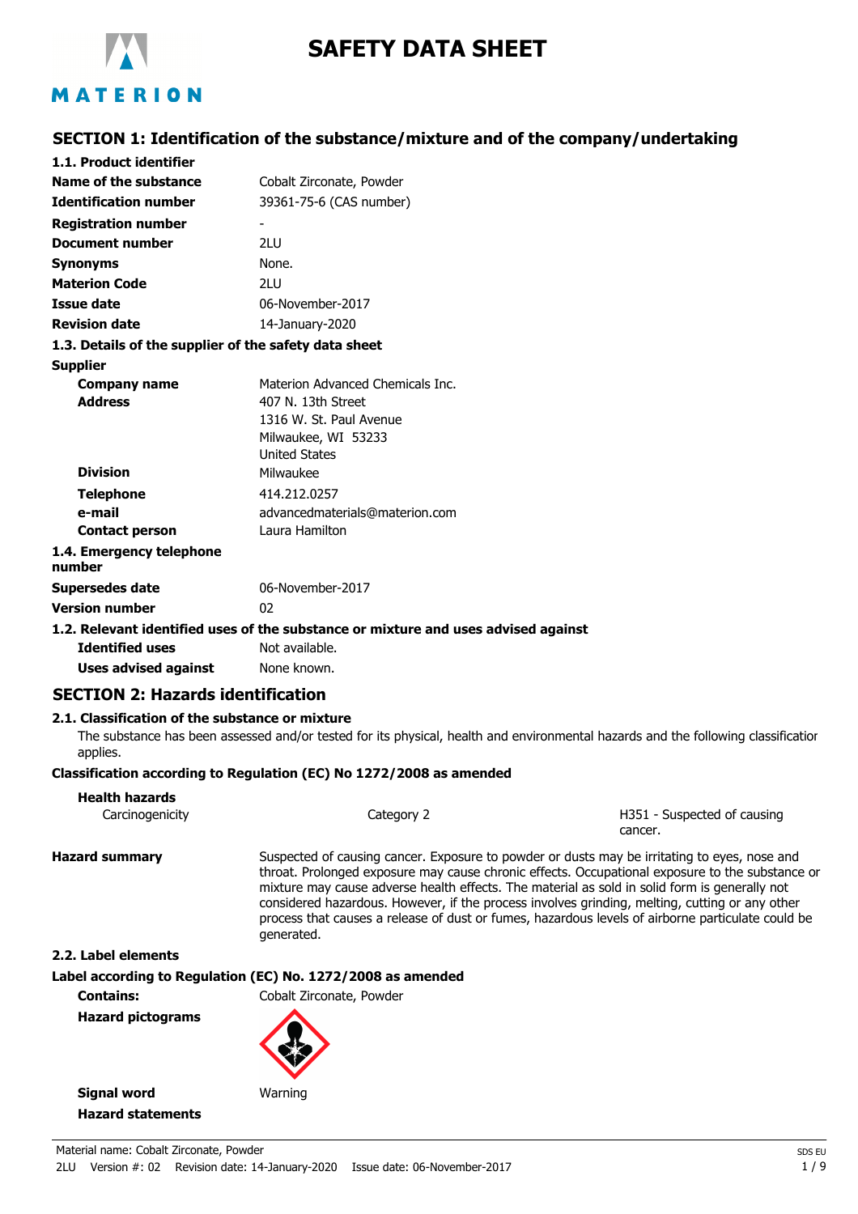# SAFETY DATA SHEET

## SECTION 1: Identification of the substance/mixture and of the company/undertaking

### 1.1. Product identifier

| | |
|---|---|
| **Name of the substance** | Cobalt Zirconate, Powder |
| **Identification number** | 39361-75-6 (CAS number) |
| **Registration number** | - |
| **Document number** | 2LU |
| **Synonyms** | None. |
| **Materion Code** | 2LU |
| **Issue date** | 06-November-2017 |
| **Revision date** | 14-January-2020 |

### 1.3. Details of the supplier of the safety data sheet

**Supplier**

| | |
|---|---|
| **Company name** | Materion Advanced Chemicals Inc. |
| **Address** | 407 N. 13th Street<br>1316 W. St. Paul Avenue<br>Milwaukee, WI 53233<br>United States |
| **Division** | Milwaukee |
| **Telephone** | 414.212.0257 |
| **e-mail** | advancedmaterials@materion.com |
| **Contact person** | Laura Hamilton |

### 1.4. Emergency telephone number

| | |
|---|---|
| **Supersedes date** | 06-November-2017 |
| **Version number** | 02 |

### 1.2. Relevant identified uses of the substance or mixture and uses advised against

| | |
|---|---|
| **Identified uses** | Not available. |
| **Uses advised against** | None known. |

## SECTION 2: Hazards identification

### 2.1. Classification of the substance or mixture

The substance has been assessed and/or tested for its physical, health and environmental hazards and the following classification applies.

**Classification according to Regulation (EC) No 1272/2008 as amended**

**Health hazards**

| | | |
|---|---|---|
| Carcinogenicity | Category 2 | H351 - Suspected of causing cancer. |

**Hazard summary**

Suspected of causing cancer. Exposure to powder or dusts may be irritating to eyes, nose and throat. Prolonged exposure may cause chronic effects. Occupational exposure to the substance or mixture may cause adverse health effects. The material as sold in solid form is generally not considered hazardous. However, if the process involves grinding, melting, cutting or any other process that causes a release of dust or fumes, hazardous levels of airborne particulate could be generated.

### 2.2. Label elements

**Label according to Regulation (EC) No. 1272/2008 as amended**

**Contains:** Cobalt Zirconate, Powder

**Hazard pictograms**

**Signal word** Warning

**Hazard statements**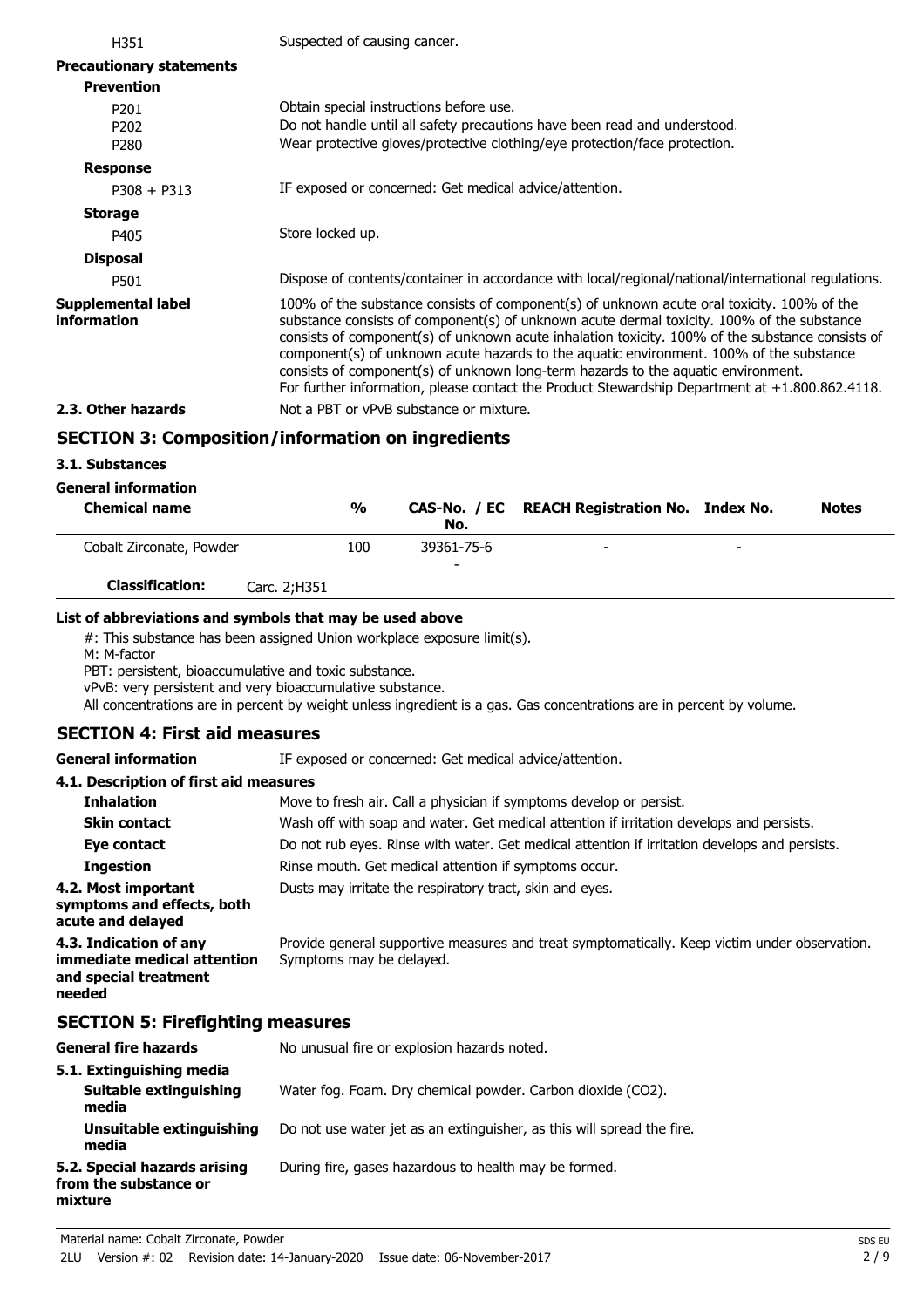| | |
|---|---|
| H351 | Suspected of causing cancer. |

**Precautionary statements**

**Prevention**

| | |
|---|---|
| P201 | Obtain special instructions before use. |
| P202 | Do not handle until all safety precautions have been read and understood. |
| P280 | Wear protective gloves/protective clothing/eye protection/face protection. |

**Response**

| | |
|---|---|
| P308 + P313 | IF exposed or concerned: Get medical advice/attention. |

**Storage**

| | |
|---|---|
| P405 | Store locked up. |

**Disposal**

| | |
|---|---|
| P501 | Dispose of contents/container in accordance with local/regional/national/international regulations. |

**Supplemental label information**

100% of the substance consists of component(s) of unknown acute oral toxicity. 100% of the substance consists of component(s) of unknown acute dermal toxicity. 100% of the substance consists of component(s) of unknown acute inhalation toxicity. 100% of the substance consists of component(s) of unknown acute hazards to the aquatic environment. 100% of the substance consists of component(s) of unknown long-term hazards to the aquatic environment.
For further information, please contact the Product Stewardship Department at +1.800.862.4118.

**2.3. Other hazards**

Not a PBT or vPvB substance or mixture.

## SECTION 3: Composition/information on ingredients

### 3.1. Substances

**General information**

| Chemical name | % | CAS-No. / EC No. | REACH Registration No. | Index No. | Notes |
|---|---|---|---|---|---|
| Cobalt Zirconate, Powder | 100 | 39361-75-6 / - | - | - | |
| **Classification:** Carc. 2;H351 | | | | | |

**List of abbreviations and symbols that may be used above**

#: This substance has been assigned Union workplace exposure limit(s).
M: M-factor
PBT: persistent, bioaccumulative and toxic substance.
vPvB: very persistent and very bioaccumulative substance.
All concentrations are in percent by weight unless ingredient is a gas. Gas concentrations are in percent by volume.

## SECTION 4: First aid measures

**General information**

IF exposed or concerned: Get medical advice/attention.

**4.1. Description of first aid measures**

| | |
|---|---|
| **Inhalation** | Move to fresh air. Call a physician if symptoms develop or persist. |
| **Skin contact** | Wash off with soap and water. Get medical attention if irritation develops and persists. |
| **Eye contact** | Do not rub eyes. Rinse with water. Get medical attention if irritation develops and persists. |
| **Ingestion** | Rinse mouth. Get medical attention if symptoms occur. |

**4.2. Most important symptoms and effects, both acute and delayed**

Dusts may irritate the respiratory tract, skin and eyes.

**4.3. Indication of any immediate medical attention and special treatment needed**

Provide general supportive measures and treat symptomatically. Keep victim under observation. Symptoms may be delayed.

## SECTION 5: Firefighting measures

**General fire hazards**

No unusual fire or explosion hazards noted.

**5.1. Extinguishing media**

| | |
|---|---|
| **Suitable extinguishing media** | Water fog. Foam. Dry chemical powder. Carbon dioxide ($CO_2$). |
| **Unsuitable extinguishing media** | Do not use water jet as an extinguisher, as this will spread the fire. |

**5.2. Special hazards arising from the substance or mixture**

During fire, gases hazardous to health may be formed.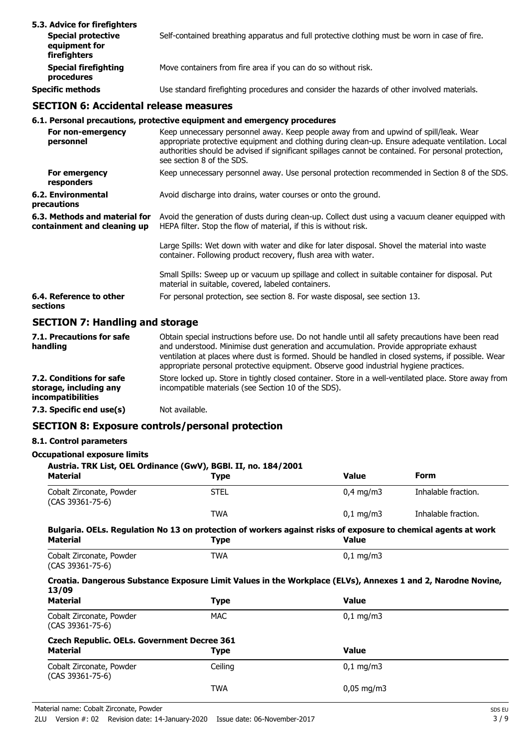### 5.3. Advice for firefighters

| | |
|---|---|
| **Special protective equipment for firefighters** | Self-contained breathing apparatus and full protective clothing must be worn in case of fire. |
| **Special firefighting procedures** | Move containers from fire area if you can do so without risk. |
| **Specific methods** | Use standard firefighting procedures and consider the hazards of other involved materials. |

## SECTION 6: Accidental release measures

### 6.1. Personal precautions, protective equipment and emergency procedures

| | |
|---|---|
| **For non-emergency personnel** | Keep unnecessary personnel away. Keep people away from and upwind of spill/leak. Wear appropriate protective equipment and clothing during clean-up. Ensure adequate ventilation. Local authorities should be advised if significant spillages cannot be contained. For personal protection, see section 8 of the SDS. |
| **For emergency responders** | Keep unnecessary personnel away. Use personal protection recommended in Section 8 of the SDS. |
| **6.2. Environmental precautions** | Avoid discharge into drains, water courses or onto the ground. |
| **6.3. Methods and material for containment and cleaning up** | Avoid the generation of dusts during clean-up. Collect dust using a vacuum cleaner equipped with HEPA filter. Stop the flow of material, if this is without risk.<br><br>Large Spills: Wet down with water and dike for later disposal. Shovel the material into waste container. Following product recovery, flush area with water.<br><br>Small Spills: Sweep up or vacuum up spillage and collect in suitable container for disposal. Put material in suitable, covered, labeled containers. |
| **6.4. Reference to other sections** | For personal protection, see section 8. For waste disposal, see section 13. |

## SECTION 7: Handling and storage

| | |
|---|---|
| **7.1. Precautions for safe handling** | Obtain special instructions before use. Do not handle until all safety precautions have been read and understood. Minimise dust generation and accumulation. Provide appropriate exhaust ventilation at places where dust is formed. Should be handled in closed systems, if possible. Wear appropriate personal protective equipment. Observe good industrial hygiene practices. |
| **7.2. Conditions for safe storage, including any incompatibilities** | Store locked up. Store in tightly closed container. Store in a well-ventilated place. Store away from incompatible materials (see Section 10 of the SDS). |
| **7.3. Specific end use(s)** | Not available. |

## SECTION 8: Exposure controls/personal protection

### 8.1. Control parameters

**Occupational exposure limits**

**Austria. TRK List, OEL Ordinance (GwV), BGBl. II, no. 184/2001**

| Material | Type | Value | Form |
|---|---|---|---|
| Cobalt Zirconate, Powder (CAS 39361-75-6) | STEL | 0,4 mg/m3 | Inhalable fraction. |
| | TWA | 0,1 mg/m3 | Inhalable fraction. |

**Bulgaria. OELs. Regulation No 13 on protection of workers against risks of exposure to chemical agents at work**

| Material | Type | Value |
|---|---|---|
| Cobalt Zirconate, Powder (CAS 39361-75-6) | TWA | 0,1 mg/m3 |

**Croatia. Dangerous Substance Exposure Limit Values in the Workplace (ELVs), Annexes 1 and 2, Narodne Novine, 13/09**

| Material | Type | Value |
|---|---|---|
| Cobalt Zirconate, Powder (CAS 39361-75-6) | MAC | 0,1 mg/m3 |

**Czech Republic. OELs. Government Decree 361**

| Material | Type | Value |
|---|---|---|
| Cobalt Zirconate, Powder (CAS 39361-75-6) | Ceiling | 0,1 mg/m3 |
| | TWA | 0,05 mg/m3 |

Material name: Cobalt Zirconate, Powder

2LU Version #: 02 Revision date: 14-January-2020 Issue date: 06-November-2017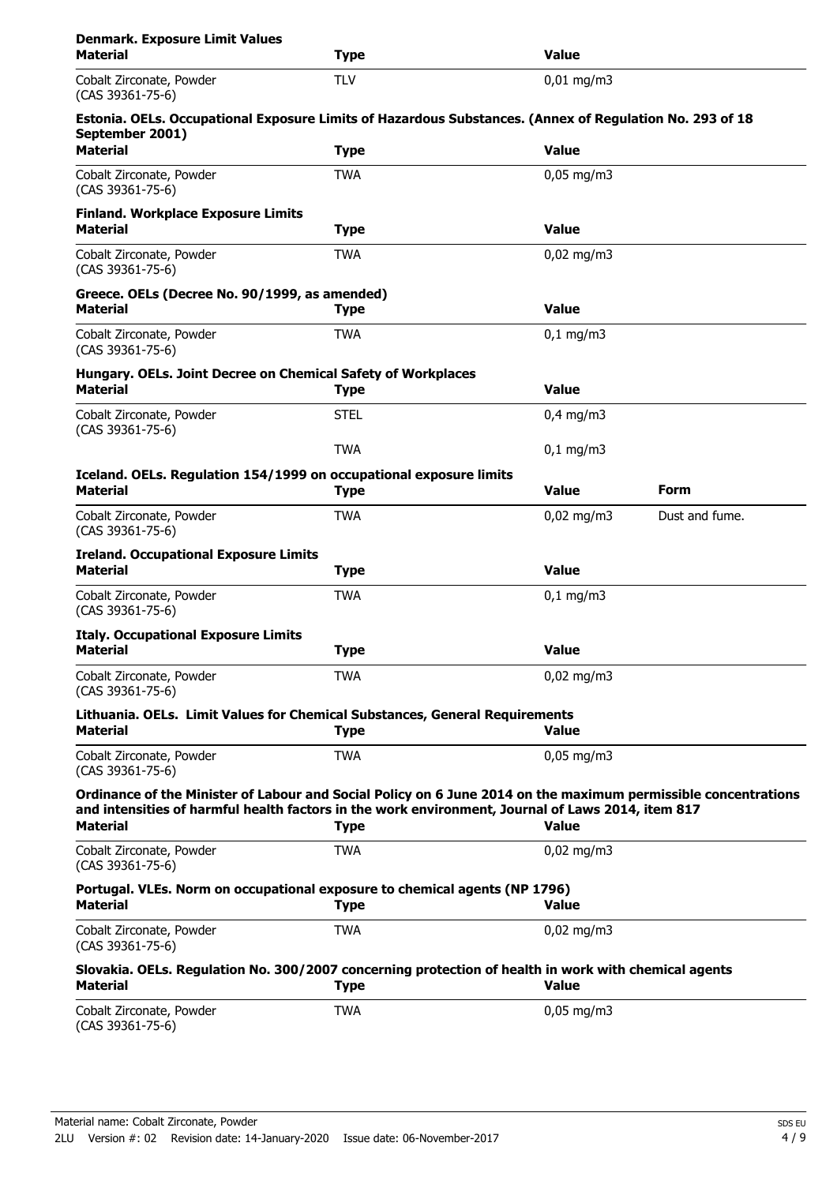**Denmark. Exposure Limit Values**

| Material | Type | Value |
|---|---|---|
| Cobalt Zirconate, Powder (CAS 39361-75-6) | TLV | 0,01 mg/m3 |

**Estonia. OELs. Occupational Exposure Limits of Hazardous Substances. (Annex of Regulation No. 293 of 18 September 2001)**

| Material | Type | Value |
|---|---|---|
| Cobalt Zirconate, Powder (CAS 39361-75-6) | TWA | 0,05 mg/m3 |

**Finland. Workplace Exposure Limits**

| Material | Type | Value |
|---|---|---|
| Cobalt Zirconate, Powder (CAS 39361-75-6) | TWA | 0,02 mg/m3 |

**Greece. OELs (Decree No. 90/1999, as amended)**

| Material | Type | Value |
|---|---|---|
| Cobalt Zirconate, Powder (CAS 39361-75-6) | TWA | 0,1 mg/m3 |

**Hungary. OELs. Joint Decree on Chemical Safety of Workplaces**

| Material | Type | Value |
|---|---|---|
| Cobalt Zirconate, Powder (CAS 39361-75-6) | STEL | 0,4 mg/m3 |
| | TWA | 0,1 mg/m3 |

**Iceland. OELs. Regulation 154/1999 on occupational exposure limits**

| Material | Type | Value | Form |
|---|---|---|---|
| Cobalt Zirconate, Powder (CAS 39361-75-6) | TWA | 0,02 mg/m3 | Dust and fume. |

**Ireland. Occupational Exposure Limits**

| Material | Type | Value |
|---|---|---|
| Cobalt Zirconate, Powder (CAS 39361-75-6) | TWA | 0,1 mg/m3 |

**Italy. Occupational Exposure Limits**

| Material | Type | Value |
|---|---|---|
| Cobalt Zirconate, Powder (CAS 39361-75-6) | TWA | 0,02 mg/m3 |

**Lithuania. OELs. Limit Values for Chemical Substances, General Requirements**

| Material | Type | Value |
|---|---|---|
| Cobalt Zirconate, Powder (CAS 39361-75-6) | TWA | 0,05 mg/m3 |

**Ordinance of the Minister of Labour and Social Policy on 6 June 2014 on the maximum permissible concentrations and intensities of harmful health factors in the work environment, Journal of Laws 2014, item 817**

| Material | Type | Value |
|---|---|---|
| Cobalt Zirconate, Powder (CAS 39361-75-6) | TWA | 0,02 mg/m3 |

**Portugal. VLEs. Norm on occupational exposure to chemical agents (NP 1796)**

| Material | Type | Value |
|---|---|---|
| Cobalt Zirconate, Powder (CAS 39361-75-6) | TWA | 0,02 mg/m3 |

**Slovakia. OELs. Regulation No. 300/2007 concerning protection of health in work with chemical agents**

| Material | Type | Value |
|---|---|---|
| Cobalt Zirconate, Powder (CAS 39361-75-6) | TWA | 0,05 mg/m3 |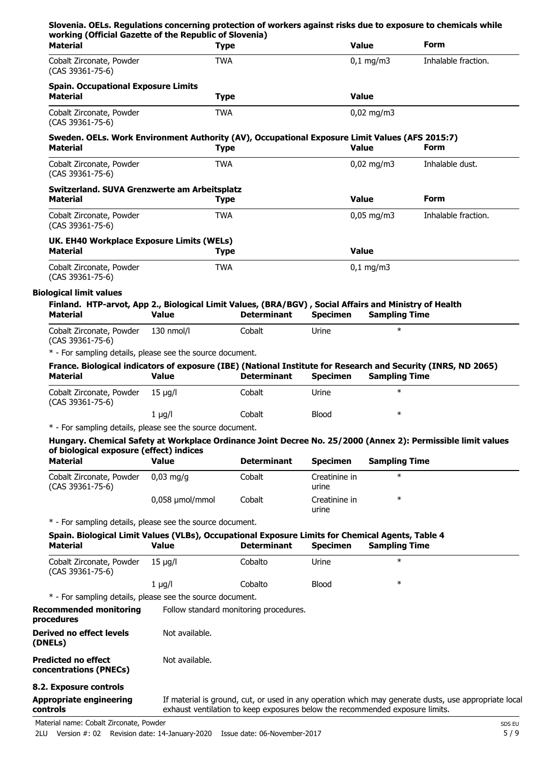**Slovenia. OELs. Regulations concerning protection of workers against risks due to exposure to chemicals while working (Official Gazette of the Republic of Slovenia)**

| Material | Type | Value | Form |
|---|---|---|---|
| Cobalt Zirconate, Powder (CAS 39361-75-6) | TWA | 0,1 mg/m3 | Inhalable fraction. |

**Spain. Occupational Exposure Limits**

| Material | Type | Value |
|---|---|---|
| Cobalt Zirconate, Powder (CAS 39361-75-6) | TWA | 0,02 mg/m3 |

**Sweden. OELs. Work Environment Authority (AV), Occupational Exposure Limit Values (AFS 2015:7)**

| Material | Type | Value | Form |
|---|---|---|---|
| Cobalt Zirconate, Powder (CAS 39361-75-6) | TWA | 0,02 mg/m3 | Inhalable dust. |

**Switzerland. SUVA Grenzwerte am Arbeitsplatz**

| Material | Type | Value | Form |
|---|---|---|---|
| Cobalt Zirconate, Powder (CAS 39361-75-6) | TWA | 0,05 mg/m3 | Inhalable fraction. |

**UK. EH40 Workplace Exposure Limits (WELs)**

| Material | Type | Value |
|---|---|---|
| Cobalt Zirconate, Powder (CAS 39361-75-6) | TWA | 0,1 mg/m3 |

**Biological limit values**

**Finland. HTP-arvot, App 2., Biological Limit Values, (BRA/BGV) , Social Affairs and Ministry of Health**

| Material | Value | Determinant | Specimen | Sampling Time |
|---|---|---|---|---|
| Cobalt Zirconate, Powder (CAS 39361-75-6) | 130 nmol/l | Cobalt | Urine | * |

* - For sampling details, please see the source document.

**France. Biological indicators of exposure (IBE) (National Institute for Research and Security (INRS, ND 2065)**

| Material | Value | Determinant | Specimen | Sampling Time |
|---|---|---|---|---|
| Cobalt Zirconate, Powder (CAS 39361-75-6) | 15 µg/l | Cobalt | Urine | * |
| | 1 µg/l | Cobalt | Blood | * |

* - For sampling details, please see the source document.

**Hungary. Chemical Safety at Workplace Ordinance Joint Decree No. 25/2000 (Annex 2): Permissible limit values of biological exposure (effect) indices**

| Material | Value | Determinant | Specimen | Sampling Time |
|---|---|---|---|---|
| Cobalt Zirconate, Powder (CAS 39361-75-6) | 0,03 mg/g | Cobalt | Creatinine in urine | * |
| | 0,058 µmol/mmol | Cobalt | Creatinine in urine | * |

* - For sampling details, please see the source document.

**Spain. Biological Limit Values (VLBs), Occupational Exposure Limits for Chemical Agents, Table 4**

| Material | Value | Determinant | Specimen | Sampling Time |
|---|---|---|---|---|
| Cobalt Zirconate, Powder (CAS 39361-75-6) | 15 µg/l | Cobalto | Urine | * |
| | 1 µg/l | Cobalto | Blood | * |

* - For sampling details, please see the source document.

**Recommended monitoring procedures** Follow standard monitoring procedures.

**Derived no effect levels (DNELs)** Not available.

**Predicted no effect concentrations (PNECs)** Not available.

**8.2. Exposure controls**

**Appropriate engineering controls** If material is ground, cut, or used in any operation which may generate dusts, use appropriate local exhaust ventilation to keep exposures below the recommended exposure limits.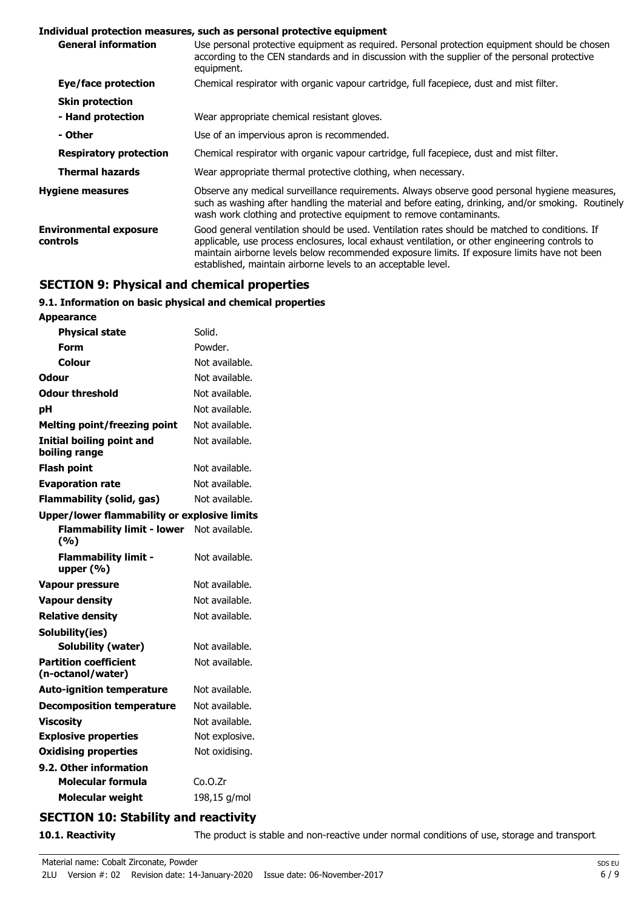**Individual protection measures, such as personal protective equipment**

| | |
|---|---|
| **General information** | Use personal protective equipment as required. Personal protection equipment should be chosen according to the CEN standards and in discussion with the supplier of the personal protective equipment. |
| **Eye/face protection** | Chemical respirator with organic vapour cartridge, full facepiece, dust and mist filter. |
| **Skin protection** | |
| **- Hand protection** | Wear appropriate chemical resistant gloves. |
| **- Other** | Use of an impervious apron is recommended. |
| **Respiratory protection** | Chemical respirator with organic vapour cartridge, full facepiece, dust and mist filter. |
| **Thermal hazards** | Wear appropriate thermal protective clothing, when necessary. |
| **Hygiene measures** | Observe any medical surveillance requirements. Always observe good personal hygiene measures, such as washing after handling the material and before eating, drinking, and/or smoking. Routinely wash work clothing and protective equipment to remove contaminants. |
| **Environmental exposure controls** | Good general ventilation should be used. Ventilation rates should be matched to conditions. If applicable, use process enclosures, local exhaust ventilation, or other engineering controls to maintain airborne levels below recommended exposure limits. If exposure limits have not been established, maintain airborne levels to an acceptable level. |

## SECTION 9: Physical and chemical properties

### 9.1. Information on basic physical and chemical properties

| | |
|---|---|
| **Appearance** | |
| **Physical state** | Solid. |
| **Form** | Powder. |
| **Colour** | Not available. |
| **Odour** | Not available. |
| **Odour threshold** | Not available. |
| **pH** | Not available. |
| **Melting point/freezing point** | Not available. |
| **Initial boiling point and boiling range** | Not available. |
| **Flash point** | Not available. |
| **Evaporation rate** | Not available. |
| **Flammability (solid, gas)** | Not available. |
| **Upper/lower flammability or explosive limits** | |
| **Flammability limit - lower (%)** | Not available. |
| **Flammability limit - upper (%)** | Not available. |
| **Vapour pressure** | Not available. |
| **Vapour density** | Not available. |
| **Relative density** | Not available. |
| **Solubility(ies)** | |
| **Solubility (water)** | Not available. |
| **Partition coefficient (n-octanol/water)** | Not available. |
| **Auto-ignition temperature** | Not available. |
| **Decomposition temperature** | Not available. |
| **Viscosity** | Not available. |
| **Explosive properties** | Not explosive. |
| **Oxidising properties** | Not oxidising. |
| **9.2. Other information** | |
| **Molecular formula** | Co.O.Zr |
| **Molecular weight** | 198,15 g/mol |

## SECTION 10: Stability and reactivity

**10.1. Reactivity** The product is stable and non-reactive under normal conditions of use, storage and transport.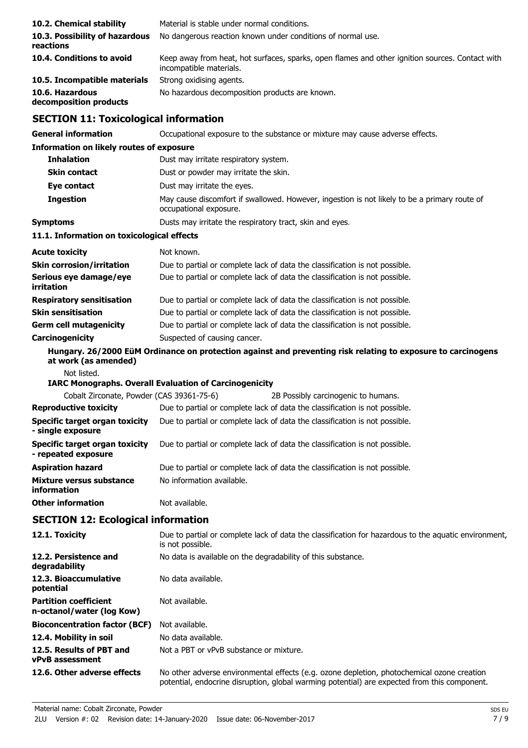| | |
|---|---|
| **10.2. Chemical stability** | Material is stable under normal conditions. |
| **10.3. Possibility of hazardous reactions** | No dangerous reaction known under conditions of normal use. |
| **10.4. Conditions to avoid** | Keep away from heat, hot surfaces, sparks, open flames and other ignition sources. Contact with incompatible materials. |
| **10.5. Incompatible materials** | Strong oxidising agents. |
| **10.6. Hazardous decomposition products** | No hazardous decomposition products are known. |

## SECTION 11: Toxicological information

| | |
|---|---|
| **General information** | Occupational exposure to the substance or mixture may cause adverse effects. |

**Information on likely routes of exposure**

| | |
|---|---|
| **Inhalation** | Dust may irritate respiratory system. |
| **Skin contact** | Dust or powder may irritate the skin. |
| **Eye contact** | Dust may irritate the eyes. |
| **Ingestion** | May cause discomfort if swallowed. However, ingestion is not likely to be a primary route of occupational exposure. |
| **Symptoms** | Dusts may irritate the respiratory tract, skin and eyes. |

**11.1. Information on toxicological effects**

| | |
|---|---|
| **Acute toxicity** | Not known. |
| **Skin corrosion/irritation** | Due to partial or complete lack of data the classification is not possible. |
| **Serious eye damage/eye irritation** | Due to partial or complete lack of data the classification is not possible. |
| **Respiratory sensitisation** | Due to partial or complete lack of data the classification is not possible. |
| **Skin sensitisation** | Due to partial or complete lack of data the classification is not possible. |
| **Germ cell mutagenicity** | Due to partial or complete lack of data the classification is not possible. |
| **Carcinogenicity** | Suspected of causing cancer. |

**Hungary. 26/2000 EüM Ordinance on protection against and preventing risk relating to exposure to carcinogens at work (as amended)**

Not listed.

**IARC Monographs. Overall Evaluation of Carcinogenicity**

| | |
|---|---|
| Cobalt Zirconate, Powder (CAS 39361-75-6) | 2B Possibly carcinogenic to humans. |

| | |
|---|---|
| **Reproductive toxicity** | Due to partial or complete lack of data the classification is not possible. |
| **Specific target organ toxicity - single exposure** | Due to partial or complete lack of data the classification is not possible. |
| **Specific target organ toxicity - repeated exposure** | Due to partial or complete lack of data the classification is not possible. |
| **Aspiration hazard** | Due to partial or complete lack of data the classification is not possible. |
| **Mixture versus substance information** | No information available. |
| **Other information** | Not available. |

## SECTION 12: Ecological information

| | |
|---|---|
| **12.1. Toxicity** | Due to partial or complete lack of data the classification for hazardous to the aquatic environment, is not possible. |
| **12.2. Persistence and degradability** | No data is available on the degradability of this substance. |
| **12.3. Bioaccumulative potential** | No data available. |
| **Partition coefficient n-octanol/water (log Kow)** | Not available. |
| **Bioconcentration factor (BCF)** | Not available. |
| **12.4. Mobility in soil** | No data available. |
| **12.5. Results of PBT and vPvB assessment** | Not a PBT or vPvB substance or mixture. |
| **12.6. Other adverse effects** | No other adverse environmental effects (e.g. ozone depletion, photochemical ozone creation potential, endocrine disruption, global warming potential) are expected from this component. |

Material name: Cobalt Zirconate, Powder

2LU Version #: 02 Revision date: 14-January-2020 Issue date: 06-November-2017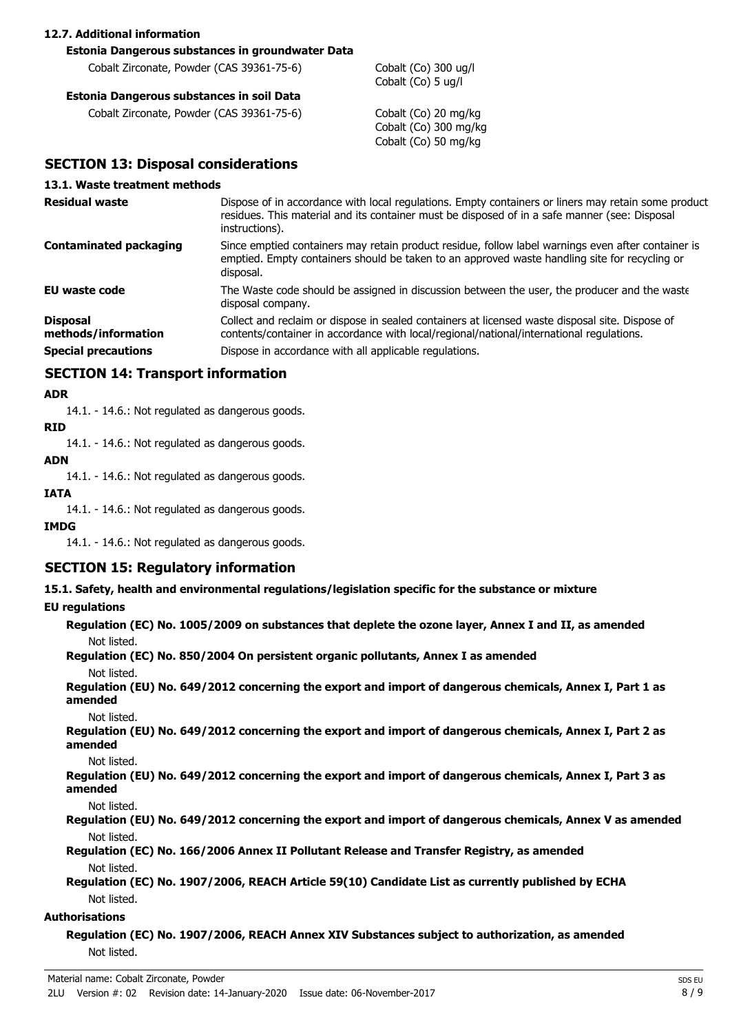### 12.7. Additional information

**Estonia Dangerous substances in groundwater Data**

| | |
|---|---|
| Cobalt Zirconate, Powder (CAS 39361-75-6) | Cobalt (Co) 300 ug/l<br>Cobalt (Co) 5 ug/l |

**Estonia Dangerous substances in soil Data**

| | |
|---|---|
| Cobalt Zirconate, Powder (CAS 39361-75-6) | Cobalt (Co) 20 mg/kg<br>Cobalt (Co) 300 mg/kg<br>Cobalt (Co) 50 mg/kg |

## SECTION 13: Disposal considerations

### 13.1. Waste treatment methods

| | |
|---|---|
| **Residual waste** | Dispose of in accordance with local regulations. Empty containers or liners may retain some product residues. This material and its container must be disposed of in a safe manner (see: Disposal instructions). |
| **Contaminated packaging** | Since emptied containers may retain product residue, follow label warnings even after container is emptied. Empty containers should be taken to an approved waste handling site for recycling or disposal. |
| **EU waste code** | The Waste code should be assigned in discussion between the user, the producer and the waste disposal company. |
| **Disposal methods/information** | Collect and reclaim or dispose in sealed containers at licensed waste disposal site. Dispose of contents/container in accordance with local/regional/national/international regulations. |
| **Special precautions** | Dispose in accordance with all applicable regulations. |

## SECTION 14: Transport information

**ADR**

14.1. - 14.6.: Not regulated as dangerous goods.

**RID**

14.1. - 14.6.: Not regulated as dangerous goods.

**ADN**

14.1. - 14.6.: Not regulated as dangerous goods.

**IATA**

14.1. - 14.6.: Not regulated as dangerous goods.

**IMDG**

14.1. - 14.6.: Not regulated as dangerous goods.

## SECTION 15: Regulatory information

**15.1. Safety, health and environmental regulations/legislation specific for the substance or mixture**

**EU regulations**

**Regulation (EC) No. 1005/2009 on substances that deplete the ozone layer, Annex I and II, as amended**

Not listed.

**Regulation (EC) No. 850/2004 On persistent organic pollutants, Annex I as amended**

Not listed.

**Regulation (EU) No. 649/2012 concerning the export and import of dangerous chemicals, Annex I, Part 1 as amended**

Not listed.

**Regulation (EU) No. 649/2012 concerning the export and import of dangerous chemicals, Annex I, Part 2 as amended**

Not listed.

**Regulation (EU) No. 649/2012 concerning the export and import of dangerous chemicals, Annex I, Part 3 as amended**

Not listed.

**Regulation (EU) No. 649/2012 concerning the export and import of dangerous chemicals, Annex V as amended**

Not listed.

**Regulation (EC) No. 166/2006 Annex II Pollutant Release and Transfer Registry, as amended**

Not listed.

**Regulation (EC) No. 1907/2006, REACH Article 59(10) Candidate List as currently published by ECHA**

Not listed.

**Authorisations**

**Regulation (EC) No. 1907/2006, REACH Annex XIV Substances subject to authorization, as amended**

Not listed.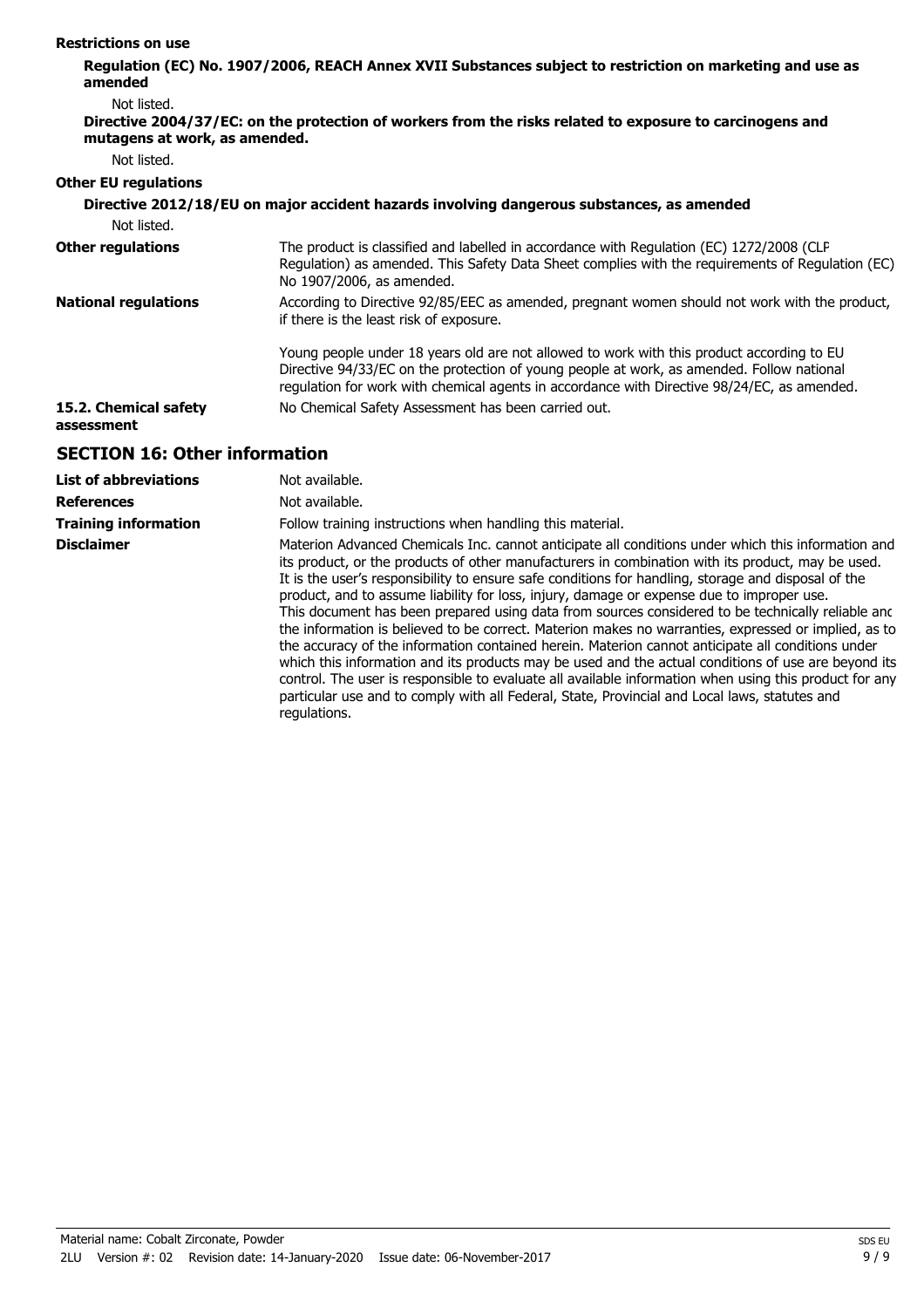**Restrictions on use**

**Regulation (EC) No. 1907/2006, REACH Annex XVII Substances subject to restriction on marketing and use as amended**

Not listed.

**Directive 2004/37/EC: on the protection of workers from the risks related to exposure to carcinogens and mutagens at work, as amended.**

Not listed.

**Other EU regulations**

**Directive 2012/18/EU on major accident hazards involving dangerous substances, as amended**

Not listed.

**Other regulations** The product is classified and labelled in accordance with Regulation (EC) 1272/2008 (CLP Regulation) as amended. This Safety Data Sheet complies with the requirements of Regulation (EC) No 1907/2006, as amended.

**National regulations** According to Directive 92/85/EEC as amended, pregnant women should not work with the product, if there is the least risk of exposure.

Young people under 18 years old are not allowed to work with this product according to EU Directive 94/33/EC on the protection of young people at work, as amended. Follow national regulation for work with chemical agents in accordance with Directive 98/24/EC, as amended.

**15.2. Chemical safety assessment** No Chemical Safety Assessment has been carried out.

## SECTION 16: Other information

**List of abbreviations** Not available.

**References** Not available.

**Training information** Follow training instructions when handling this material.

**Disclaimer** Materion Advanced Chemicals Inc. cannot anticipate all conditions under which this information and its product, or the products of other manufacturers in combination with its product, may be used. It is the user's responsibility to ensure safe conditions for handling, storage and disposal of the product, and to assume liability for loss, injury, damage or expense due to improper use. This document has been prepared using data from sources considered to be technically reliable and the information is believed to be correct. Materion makes no warranties, expressed or implied, as to the accuracy of the information contained herein. Materion cannot anticipate all conditions under which this information and its products may be used and the actual conditions of use are beyond its control. The user is responsible to evaluate all available information when using this product for any particular use and to comply with all Federal, State, Provincial and Local laws, statutes and regulations.

Material name: Cobalt Zirconate, Powder
2LU Version #: 02 Revision date: 14-January-2020 Issue date: 06-November-2017